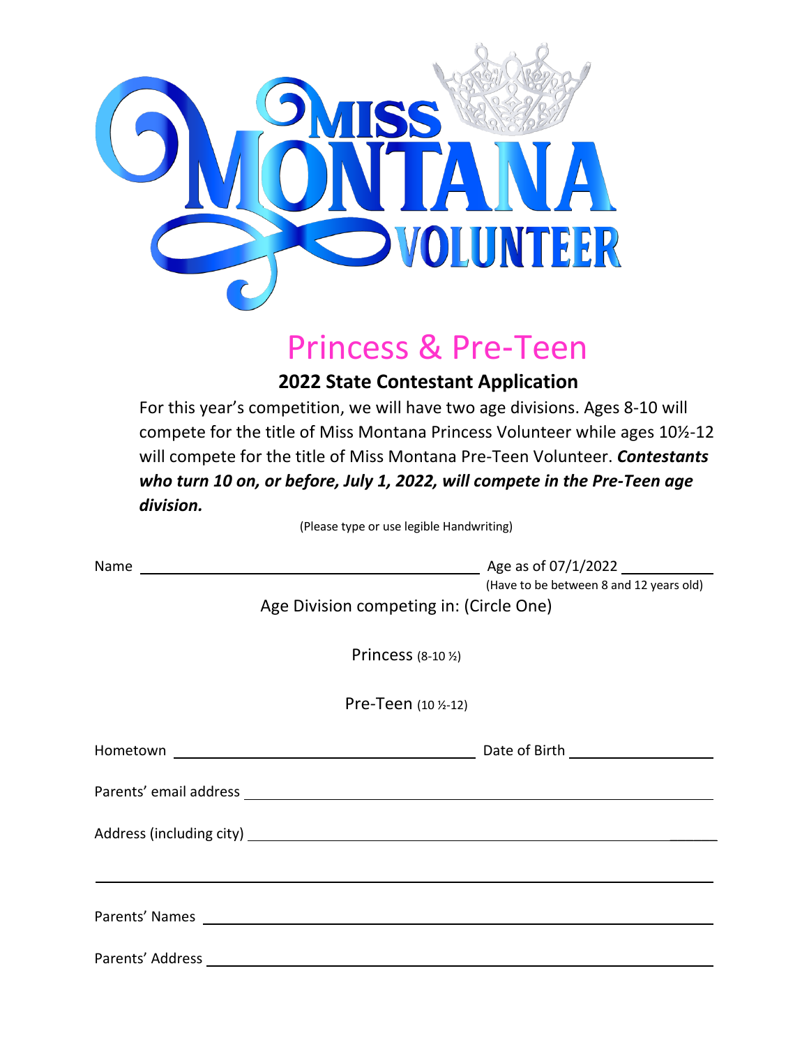# Miss Montana Volunteer

# Princess & Pre-Teen

## 2022 State Contestant Application

For this year's competition, we will have two age divisions. Ages 8-10 will compete for the title of Miss Montana Princess Volunteer while ages 10½-12 will compete for the title of Miss Montana Pre-Teen Volunteer. ***Contestants who turn 10 on, or before, July 1, 2022, will compete in the Pre-Teen age division.***

(Please type or use legible Handwriting)

Name ______________________________ Age as of 07/1/2022 __________
(Have to be between 8 and 12 years old)

Age Division competing in: (Circle One)

Princess (8-10 ½)

Pre-Teen (10 ½-12)

Hometown ______________________________ Date of Birth ______________

Parents' email address ______________________________

Address (including city) ______________________________

______________________________

Parents' Names ______________________________

Parents' Address ______________________________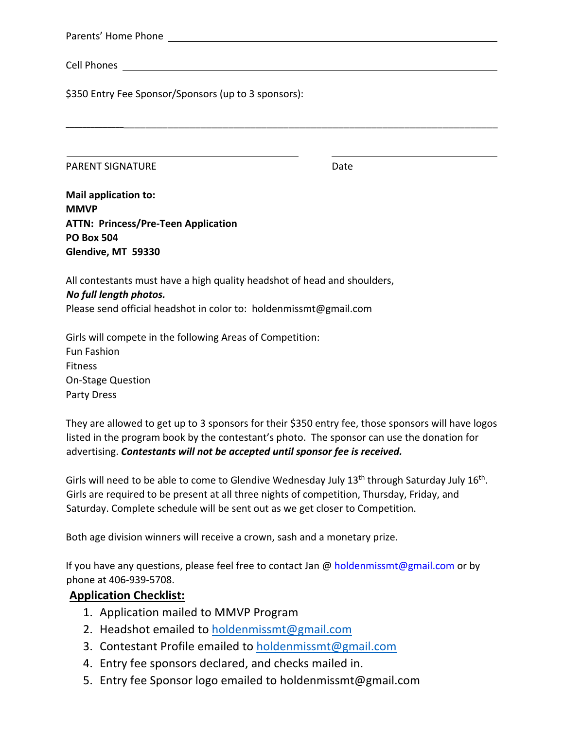Parents' Home Phone ______________________________________________

Cell Phones ______________________________________________

$350 Entry Fee Sponsor/Sponsors (up to 3 sponsors):

______________________________________________________________________

______________________________________ ______________________

PARENT SIGNATURE Date

**Mail application to:**
**MMVP**
**ATTN: Princess/Pre-Teen Application**
**PO Box 504**
**Glendive, MT 59330**

All contestants must have a high quality headshot of head and shoulders,
***No full length photos.***
Please send official headshot in color to: holdenmissmt@gmail.com

Girls will compete in the following Areas of Competition:
Fun Fashion
Fitness
On-Stage Question
Party Dress

They are allowed to get up to 3 sponsors for their $350 entry fee, those sponsors will have logos listed in the program book by the contestant's photo. The sponsor can use the donation for advertising. ***Contestants will not be accepted until sponsor fee is received.***

Girls will need to be able to come to Glendive Wednesday July 13th through Saturday July 16th. Girls are required to be present at all three nights of competition, Thursday, Friday, and Saturday. Complete schedule will be sent out as we get closer to Competition.

Both age division winners will receive a crown, sash and a monetary prize.

If you have any questions, please feel free to contact Jan @ holdenmissmt@gmail.com or by phone at 406-939-5708.

**Application Checklist:**

1. Application mailed to MMVP Program
2. Headshot emailed to holdenmissmt@gmail.com
3. Contestant Profile emailed to holdenmissmt@gmail.com
4. Entry fee sponsors declared, and checks mailed in.
5. Entry fee Sponsor logo emailed to holdenmissmt@gmail.com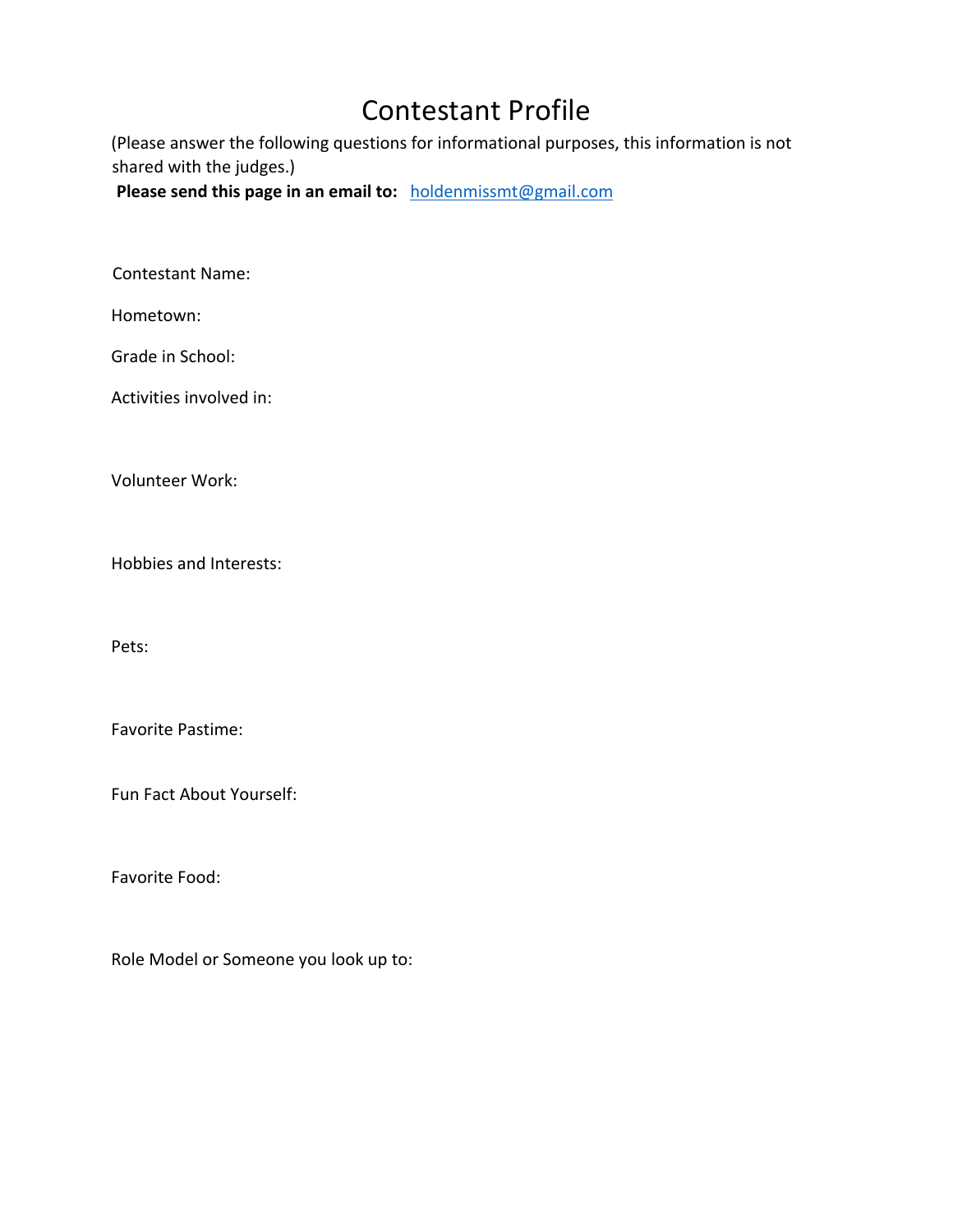# Contestant Profile

(Please answer the following questions for informational purposes, this information is not shared with the judges.)

**Please send this page in an email to:** holdenmissmt@gmail.com

Contestant Name:

Hometown:

Grade in School:

Activities involved in:

Volunteer Work:

Hobbies and Interests:

Pets:

Favorite Pastime:

Fun Fact About Yourself:

Favorite Food:

Role Model or Someone you look up to: